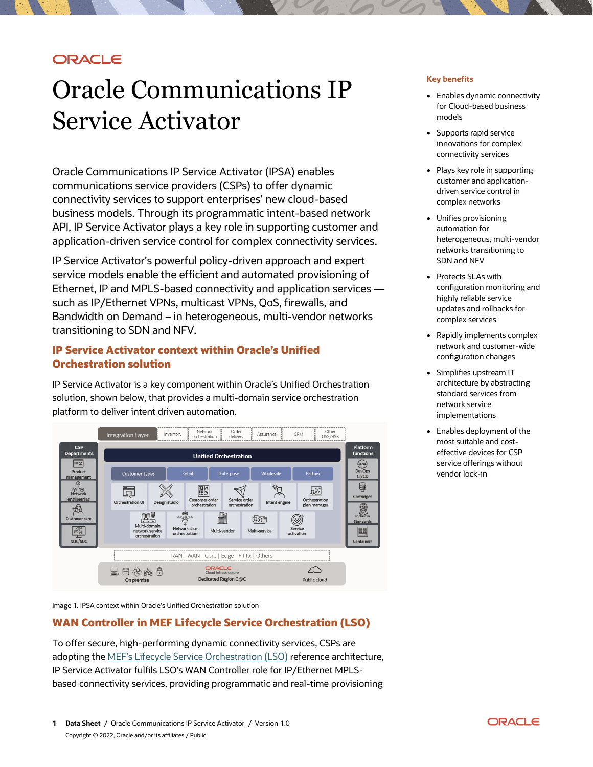# Oracle Communications IP Service Activator

Oracle Communications IP Service Activator (IPSA) enables communications service providers (CSPs) to offer dynamic connectivity services to support enterprises' new cloud-based business models. Through its programmatic intent-based network API, IP Service Activator plays a key role in supporting customer and application-driven service control for complex connectivity services.

IP Service Activator's powerful policy-driven approach and expert service models enable the efficient and automated provisioning of Ethernet, IP and MPLS-based connectivity and application services — such as IP/Ethernet VPNs, multicast VPNs, QoS, firewalls, and Bandwidth on Demand – in heterogeneous, multi-vendor networks transitioning to SDN and NFV.

## IP Service Activator context within Oracle's Unified Orchestration solution

IP Service Activator is a key component within Oracle's Unified Orchestration solution, shown below, that provides a multi-domain service orchestration platform to deliver intent driven automation.

Image 1. IPSA context within Oracle's Unified Orchestration solution

## WAN Controller in MEF Lifecycle Service Orchestration (LSO)

To offer secure, high-performing dynamic connectivity services, CSPs are adopting the MEF's Lifecycle Service Orchestration (LSO) reference architecture, IP Service Activator fulfils LSO's WAN Controller role for IP/Ethernet MPLS-based connectivity services, providing programmatic and real-time provisioning

### Key benefits

- Enables dynamic connectivity for Cloud-based business models
- Supports rapid service innovations for complex connectivity services
- Plays key role in supporting customer and application-driven service control in complex networks
- Unifies provisioning automation for heterogeneous, multi-vendor networks transitioning to SDN and NFV
- Protects SLAs with configuration monitoring and highly reliable service updates and rollbacks for complex services
- Rapidly implements complex network and customer-wide configuration changes
- Simplifies upstream IT architecture by abstracting standard services from network service implementations
- Enables deployment of the most suitable and cost-effective devices for CSP service offerings without vendor lock-in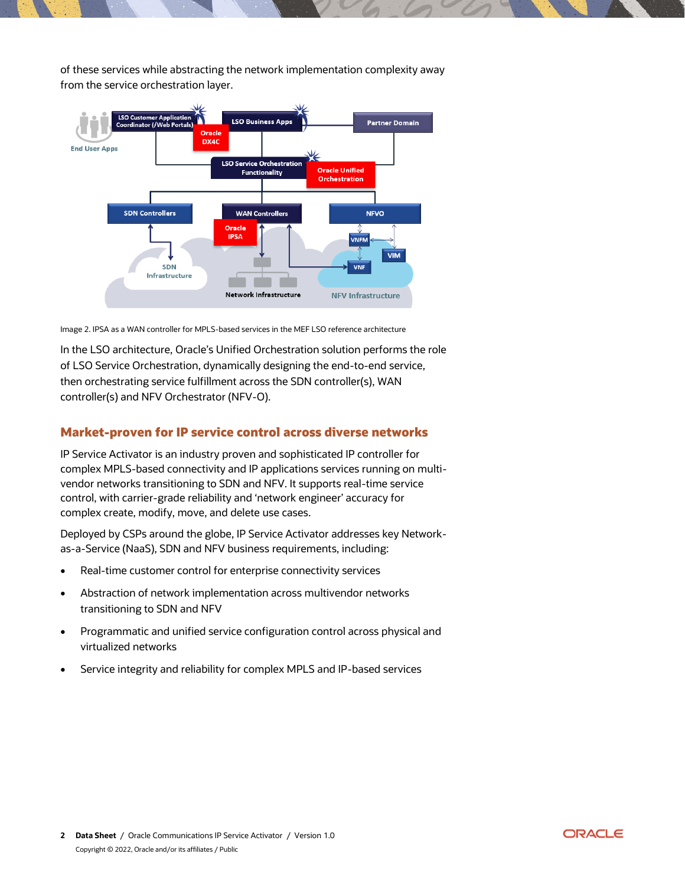of these services while abstracting the network implementation complexity away from the service orchestration layer.

Image 2. IPSA as a WAN controller for MPLS-based services in the MEF LSO reference architecture

In the LSO architecture, Oracle's Unified Orchestration solution performs the role of LSO Service Orchestration, dynamically designing the end-to-end service, then orchestrating service fulfillment across the SDN controller(s), WAN controller(s) and NFV Orchestrator (NFV-O).

## Market-proven for IP service control across diverse networks

IP Service Activator is an industry proven and sophisticated IP controller for complex MPLS-based connectivity and IP applications services running on multi-vendor networks transitioning to SDN and NFV. It supports real-time service control, with carrier-grade reliability and 'network engineer' accuracy for complex create, modify, move, and delete use cases.

Deployed by CSPs around the globe, IP Service Activator addresses key Network-as-a-Service (NaaS), SDN and NFV business requirements, including:

- Real-time customer control for enterprise connectivity services
- Abstraction of network implementation across multivendor networks transitioning to SDN and NFV
- Programmatic and unified service configuration control across physical and virtualized networks
- Service integrity and reliability for complex MPLS and IP-based services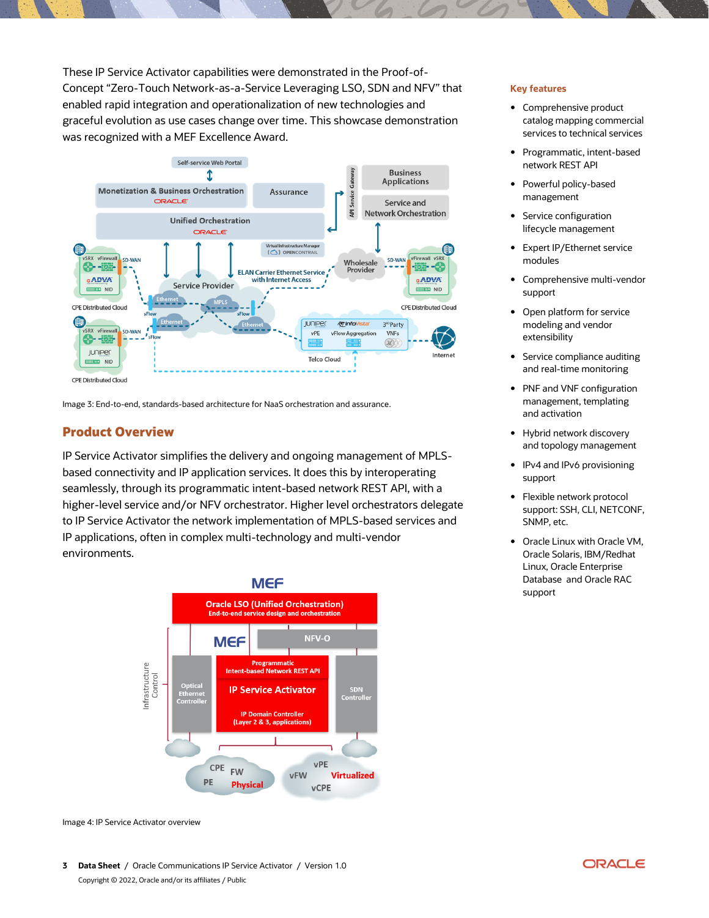These IP Service Activator capabilities were demonstrated in the Proof-of-Concept "Zero-Touch Network-as-a-Service Leveraging LSO, SDN and NFV" that enabled rapid integration and operationalization of new technologies and graceful evolution as use cases change over time. This showcase demonstration was recognized with a MEF Excellence Award.

Image 3: End-to-end, standards-based architecture for NaaS orchestration and assurance.

## Product Overview

IP Service Activator simplifies the delivery and ongoing management of MPLS-based connectivity and IP application services. It does this by interoperating seamlessly, through its programmatic intent-based network REST API, with a higher-level service and/or NFV orchestrator. Higher level orchestrators delegate to IP Service Activator the network implementation of MPLS-based services and IP applications, often in complex multi-technology and multi-vendor environments.

Image 4: IP Service Activator overview

### Key features

- Comprehensive product catalog mapping commercial services to technical services
- Programmatic, intent-based network REST API
- Powerful policy-based management
- Service configuration lifecycle management
- Expert IP/Ethernet service modules
- Comprehensive multi-vendor support
- Open platform for service modeling and vendor extensibility
- Service compliance auditing and real-time monitoring
- PNF and VNF configuration management, templating and activation
- Hybrid network discovery and topology management
- IPv4 and IPv6 provisioning support
- Flexible network protocol support: SSH, CLI, NETCONF, SNMP, etc.
- Oracle Linux with Oracle VM, Oracle Solaris, IBM/Redhat Linux, Oracle Enterprise Database and Oracle RAC support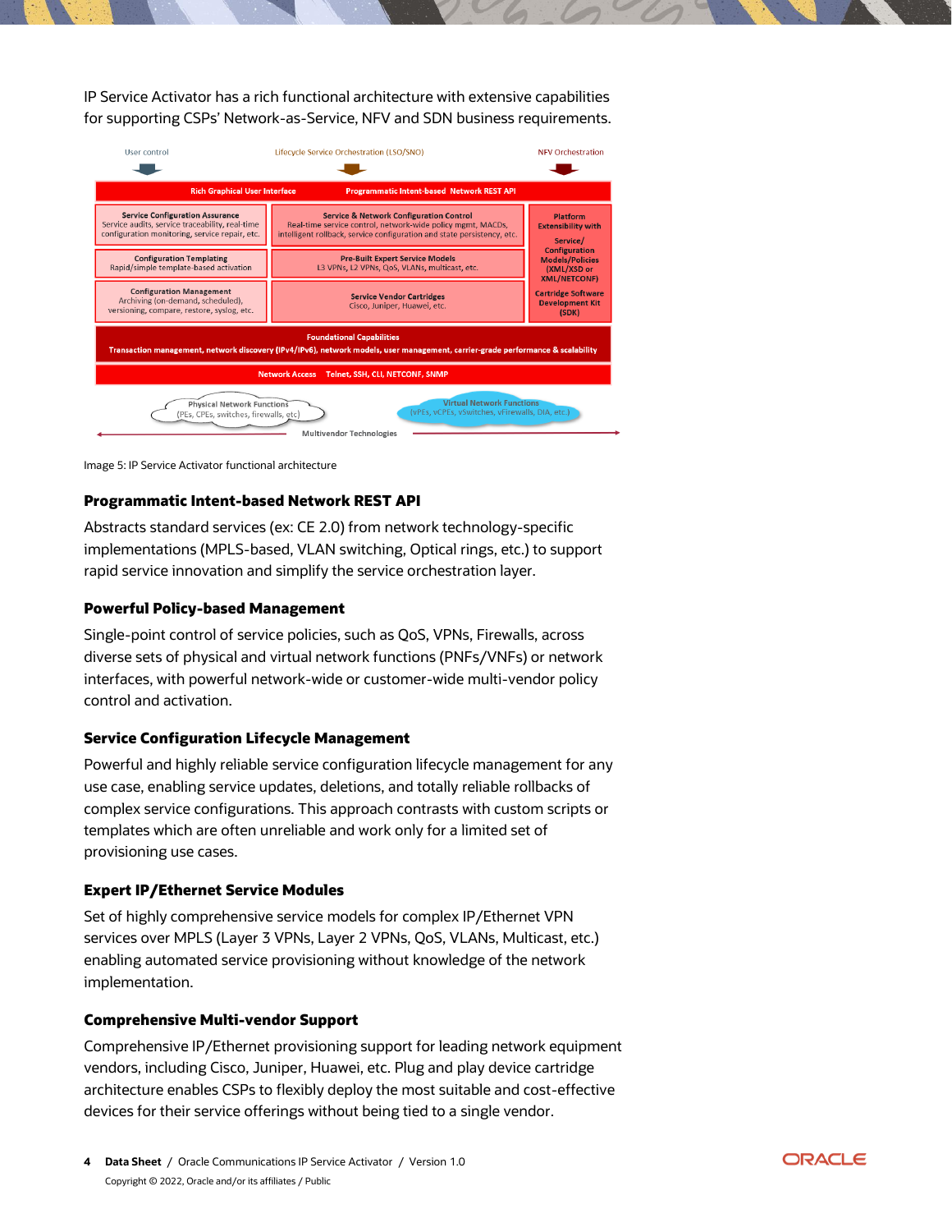IP Service Activator has a rich functional architecture with extensive capabilities for supporting CSPs' Network-as-Service, NFV and SDN business requirements.

Image 5: IP Service Activator functional architecture

### Programmatic Intent-based Network REST API

Abstracts standard services (ex: CE 2.0) from network technology-specific implementations (MPLS-based, VLAN switching, Optical rings, etc.) to support rapid service innovation and simplify the service orchestration layer.

### Powerful Policy-based Management

Single-point control of service policies, such as QoS, VPNs, Firewalls, across diverse sets of physical and virtual network functions (PNFs/VNFs) or network interfaces, with powerful network-wide or customer-wide multi-vendor policy control and activation.

### Service Configuration Lifecycle Management

Powerful and highly reliable service configuration lifecycle management for any use case, enabling service updates, deletions, and totally reliable rollbacks of complex service configurations. This approach contrasts with custom scripts or templates which are often unreliable and work only for a limited set of provisioning use cases.

### Expert IP/Ethernet Service Modules

Set of highly comprehensive service models for complex IP/Ethernet VPN services over MPLS (Layer 3 VPNs, Layer 2 VPNs, QoS, VLANs, Multicast, etc.) enabling automated service provisioning without knowledge of the network implementation.

### Comprehensive Multi-vendor Support

Comprehensive IP/Ethernet provisioning support for leading network equipment vendors, including Cisco, Juniper, Huawei, etc. Plug and play device cartridge architecture enables CSPs to flexibly deploy the most suitable and cost-effective devices for their service offerings without being tied to a single vendor.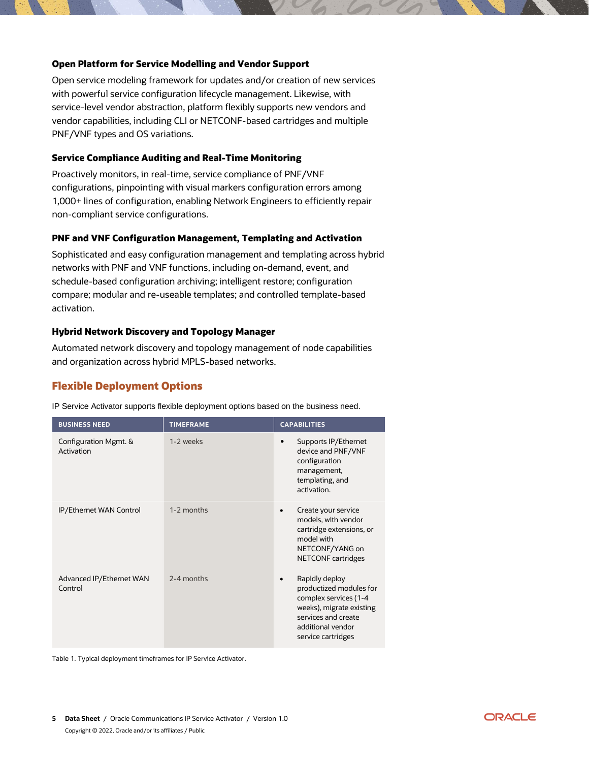### Open Platform for Service Modelling and Vendor Support

Open service modeling framework for updates and/or creation of new services with powerful service configuration lifecycle management. Likewise, with service-level vendor abstraction, platform flexibly supports new vendors and vendor capabilities, including CLI or NETCONF-based cartridges and multiple PNF/VNF types and OS variations.

### Service Compliance Auditing and Real-Time Monitoring

Proactively monitors, in real-time, service compliance of PNF/VNF configurations, pinpointing with visual markers configuration errors among 1,000+ lines of configuration, enabling Network Engineers to efficiently repair non-compliant service configurations.

### PNF and VNF Configuration Management, Templating and Activation

Sophisticated and easy configuration management and templating across hybrid networks with PNF and VNF functions, including on-demand, event, and schedule-based configuration archiving; intelligent restore; configuration compare; modular and re-useable templates; and controlled template-based activation.

### Hybrid Network Discovery and Topology Manager

Automated network discovery and topology management of node capabilities and organization across hybrid MPLS-based networks.

## Flexible Deployment Options

IP Service Activator supports flexible deployment options based on the business need.

| BUSINESS NEED | TIMEFRAME | CAPABILITIES |
|---|---|---|
| Configuration Mgmt. & Activation | 1-2 weeks | • Supports IP/Ethernet device and PNF/VNF configuration management, templating, and activation. |
| IP/Ethernet WAN Control | 1-2 months | • Create your service models, with vendor cartridge extensions, or model with NETCONF/YANG on NETCONF cartridges |
| Advanced IP/Ethernet WAN Control | 2-4 months | • Rapidly deploy productized modules for complex services (1-4 weeks), migrate existing services and create additional vendor service cartridges |

Table 1. Typical deployment timeframes for IP Service Activator.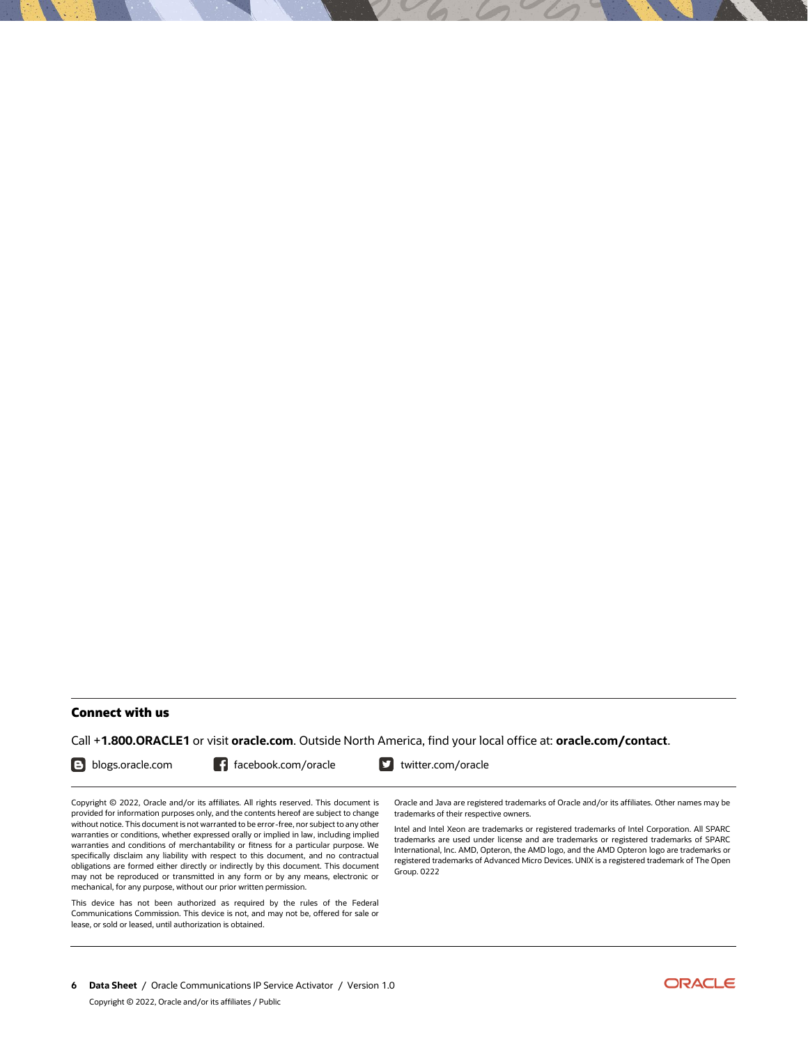## Connect with us

Call +**1.800.ORACLE1** or visit **oracle.com**. Outside North America, find your local office at: **oracle.com/contact**.

blogs.oracle.com facebook.com/oracle twitter.com/oracle

Copyright © 2022, Oracle and/or its affiliates. All rights reserved. This document is provided for information purposes only, and the contents hereof are subject to change without notice. This document is not warranted to be error-free, nor subject to any other warranties or conditions, whether expressed orally or implied in law, including implied warranties and conditions of merchantability or fitness for a particular purpose. We specifically disclaim any liability with respect to this document, and no contractual obligations are formed either directly or indirectly by this document. This document may not be reproduced or transmitted in any form or by any means, electronic or mechanical, for any purpose, without our prior written permission.

This device has not been authorized as required by the rules of the Federal Communications Commission. This device is not, and may not be, offered for sale or lease, or sold or leased, until authorization is obtained.

Oracle and Java are registered trademarks of Oracle and/or its affiliates. Other names may be trademarks of their respective owners.

Intel and Intel Xeon are trademarks or registered trademarks of Intel Corporation. All SPARC trademarks are used under license and are trademarks or registered trademarks of SPARC International, Inc. AMD, Opteron, the AMD logo, and the AMD Opteron logo are trademarks or registered trademarks of Advanced Micro Devices. UNIX is a registered trademark of The Open Group. 0222